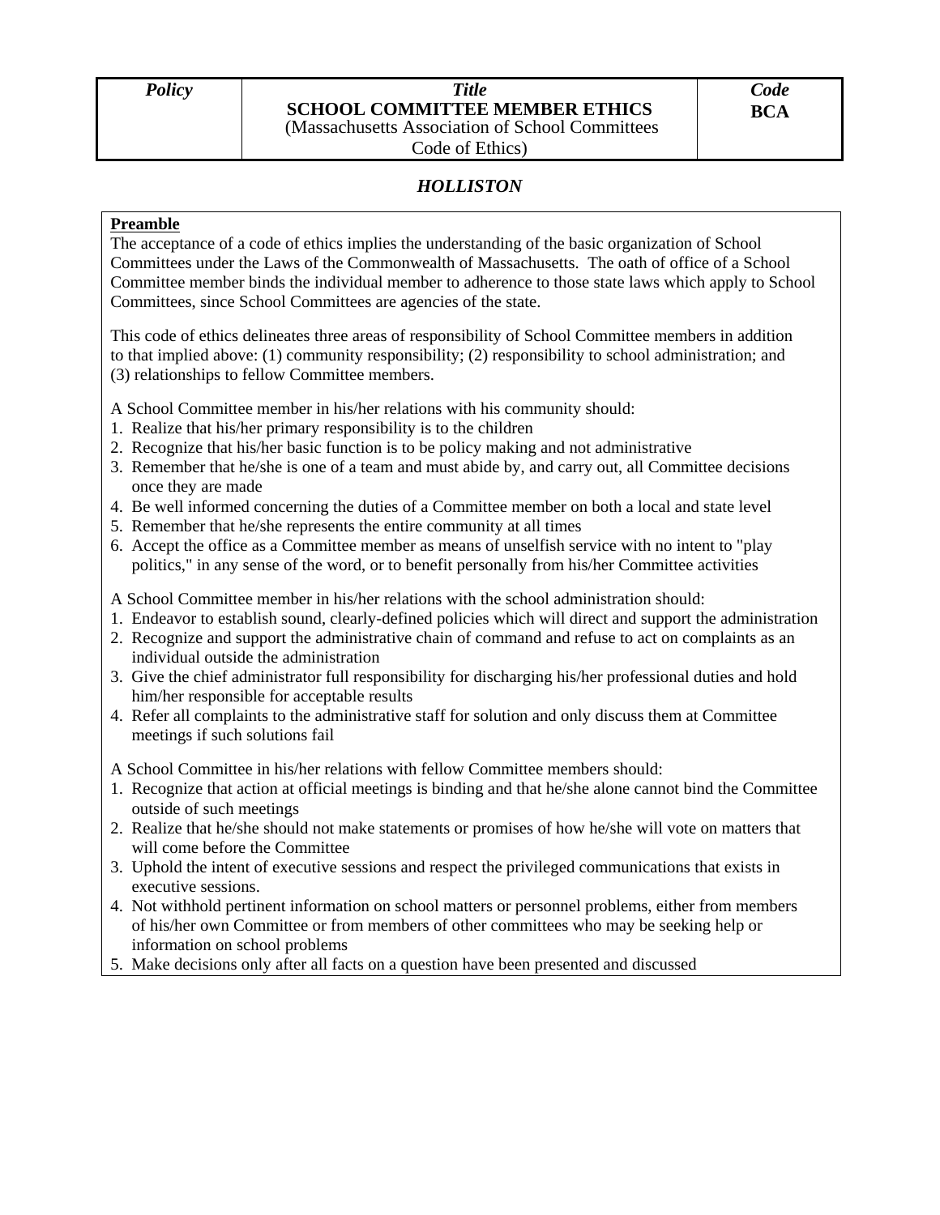| *Policy* | *Title*<br>**SCHOOL COMMITTEE MEMBER ETHICS**<br>(Massachusetts Association of School Committees Code of Ethics) | *Code*<br>**BCA** |
|---|---|---|

***HOLLISTON***

**Preamble**

The acceptance of a code of ethics implies the understanding of the basic organization of School Committees under the Laws of the Commonwealth of Massachusetts. The oath of office of a School Committee member binds the individual member to adherence to those state laws which apply to School Committees, since School Committees are agencies of the state.

This code of ethics delineates three areas of responsibility of School Committee members in addition to that implied above: (1) community responsibility; (2) responsibility to school administration; and (3) relationships to fellow Committee members.

A School Committee member in his/her relations with his community should:

1. Realize that his/her primary responsibility is to the children
2. Recognize that his/her basic function is to be policy making and not administrative
3. Remember that he/she is one of a team and must abide by, and carry out, all Committee decisions once they are made
4. Be well informed concerning the duties of a Committee member on both a local and state level
5. Remember that he/she represents the entire community at all times
6. Accept the office as a Committee member as means of unselfish service with no intent to "play politics," in any sense of the word, or to benefit personally from his/her Committee activities

A School Committee member in his/her relations with the school administration should:

1. Endeavor to establish sound, clearly-defined policies which will direct and support the administration
2. Recognize and support the administrative chain of command and refuse to act on complaints as an individual outside the administration
3. Give the chief administrator full responsibility for discharging his/her professional duties and hold him/her responsible for acceptable results
4. Refer all complaints to the administrative staff for solution and only discuss them at Committee meetings if such solutions fail

A School Committee in his/her relations with fellow Committee members should:

1. Recognize that action at official meetings is binding and that he/she alone cannot bind the Committee outside of such meetings
2. Realize that he/she should not make statements or promises of how he/she will vote on matters that will come before the Committee
3. Uphold the intent of executive sessions and respect the privileged communications that exists in executive sessions.
4. Not withhold pertinent information on school matters or personnel problems, either from members of his/her own Committee or from members of other committees who may be seeking help or information on school problems
5. Make decisions only after all facts on a question have been presented and discussed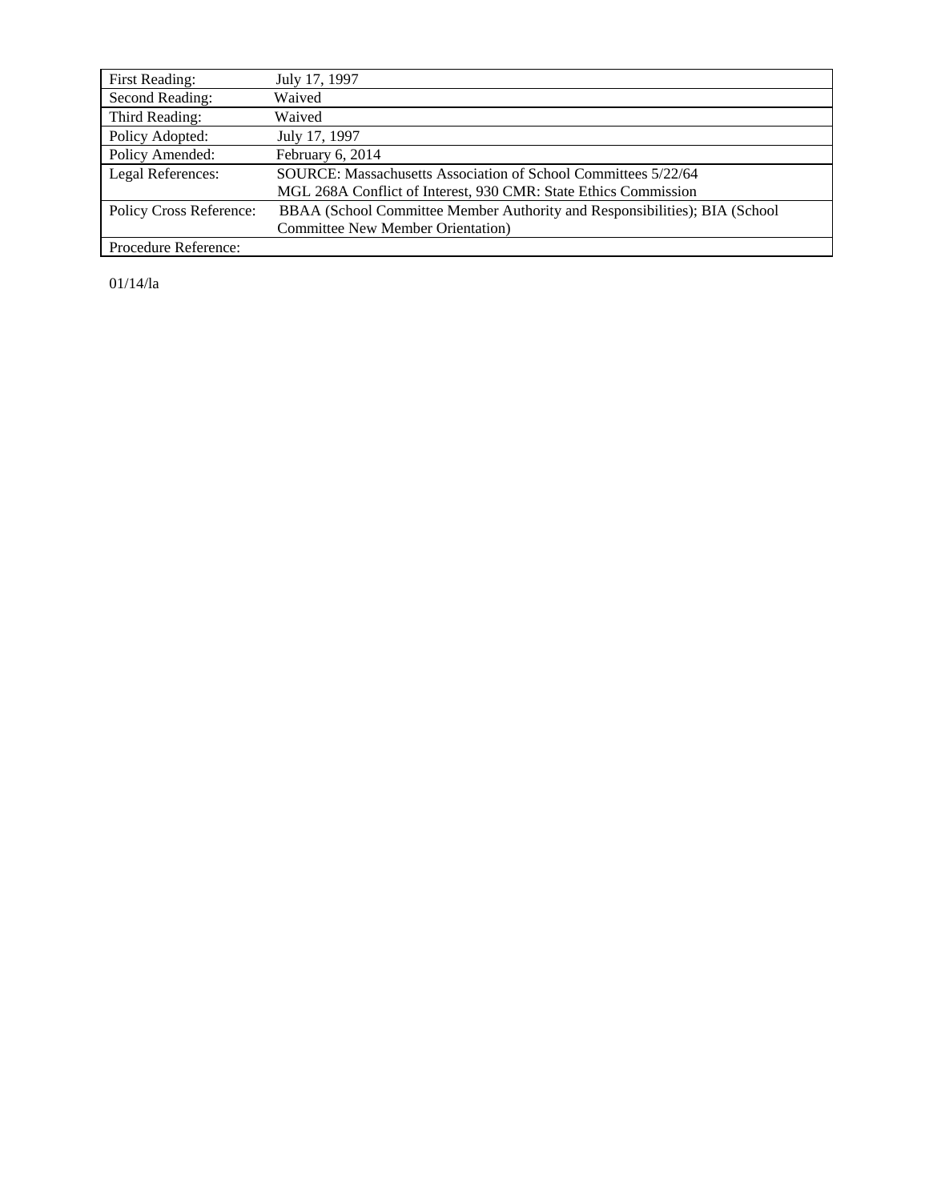| | |
|---|---|
| First Reading: | July 17, 1997 |
| Second Reading: | Waived |
| Third Reading: | Waived |
| Policy Adopted: | July 17, 1997 |
| Policy Amended: | February 6, 2014 |
| Legal References: | SOURCE: Massachusetts Association of School Committees 5/22/64<br>MGL 268A Conflict of Interest, 930 CMR: State Ethics Commission |
| Policy Cross Reference: | BBAA (School Committee Member Authority and Responsibilities); BIA (School Committee New Member Orientation) |
| Procedure Reference: | |

01/14/la